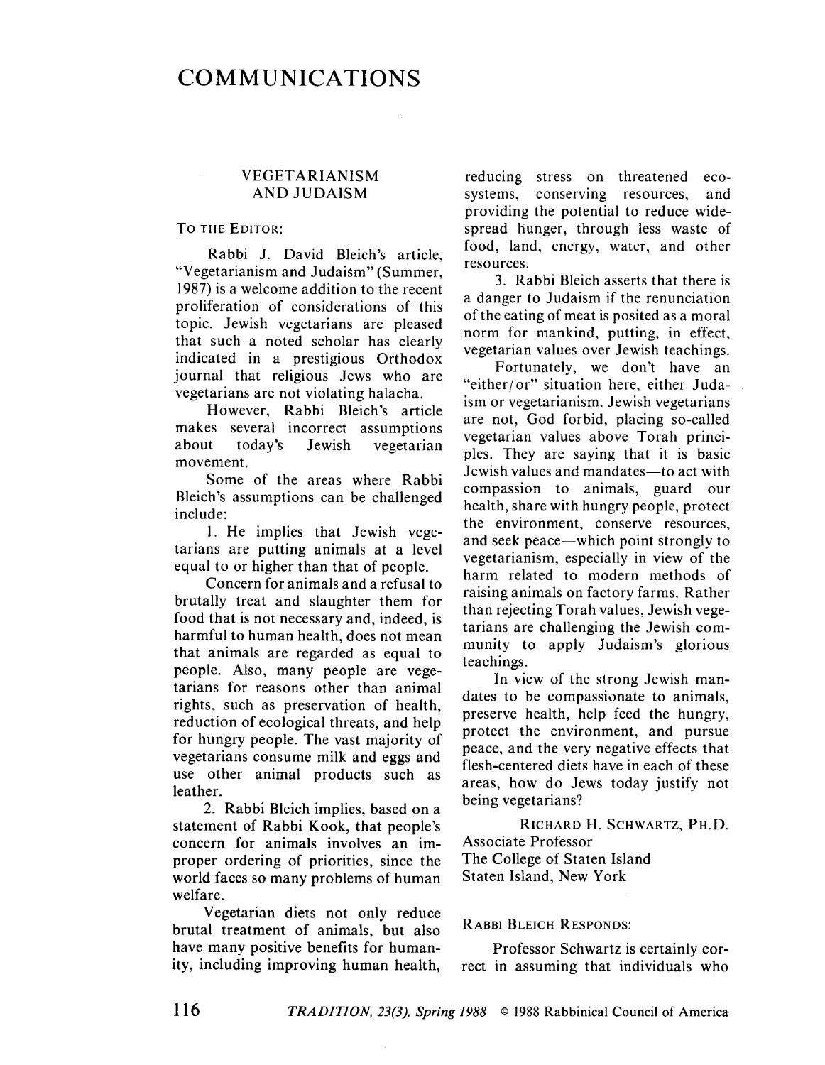# COMMUNICATIONS

## VEGETARIANISM AND JUDAISM

TO THE EDITOR:

Rabbi J. David Bleich's article, "Vegetarianism and Judaism" (Summer, 1987) is a welcome addition to the recent proliferation of considerations of this topic. Jewish vegetarians are pleased that such a noted scholar has clearly indicated in a prestigious Orthodox journal that religious Jews who are vegetarians are not violating halacha.

However, Rabbi Bleich's article makes several incorrect assumptions about today's Jewish vegetarian movement.

Some of the areas where Rabbi Bleich's assumptions can be challenged include:

1. He implies that Jewish vegetarians are putting animals at a level equal to or higher than that of people.

Concern for animals and a refusal to brutally treat and slaughter them for food that is not necessary and, indeed, is harmful to human health, does not mean that animals are regarded as equal to people. Also, many people are vegetarians for reasons other than animal rights, such as preservation of health, reduction of ecological threats, and help for hungry people. The vast majority of vegetarians consume milk and eggs and use other animal products such as leather.

2. Rabbi Bleich implies, based on a statement of Rabbi Kook, that people's concern for animals involves an improper ordering of priorities, since the world faces so many problems of human welfare.

Vegetarian diets not only reduce brutal treatment of animals, but also have many positive benefits for humanity, including improving human health, reducing stress on threatened ecosystems, conserving resources, and providing the potential to reduce widespread hunger, through less waste of food, land, energy, water, and other resources.

3. Rabbi Bleich asserts that there is a danger to Judaism if the renunciation of the eating of meat is posited as a moral norm for mankind, putting, in effect, vegetarian values over Jewish teachings.

Fortunately, we don't have an "either/or" situation here, either Judaism or vegetarianism. Jewish vegetarians are not, God forbid, placing so-called vegetarian values above Torah principles. They are saying that it is basic Jewish values and mandates—to act with compassion to animals, guard our health, share with hungry people, protect the environment, conserve resources, and seek peace—which point strongly to vegetarianism, especially in view of the harm related to modern methods of raising animals on factory farms. Rather than rejecting Torah values, Jewish vegetarians are challenging the Jewish community to apply Judaism's glorious teachings.

In view of the strong Jewish mandates to be compassionate to animals, preserve health, help feed the hungry, protect the environment, and pursue peace, and the very negative effects that flesh-centered diets have in each of these areas, how do Jews today justify not being vegetarians?

RICHARD H. SCHWARTZ, PH.D.
Associate Professor
The College of Staten Island
Staten Island, New York

RABBI BLEICH RESPONDS:

Professor Schwartz is certainly correct in assuming that individuals who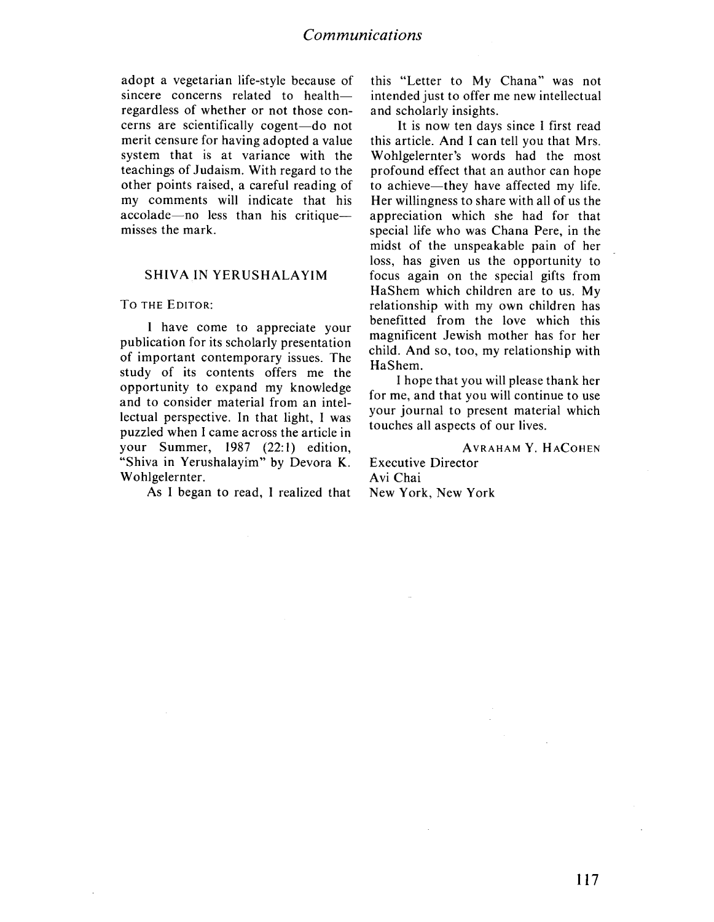adopt a vegetarian life-style because of sincere concerns related to health—regardless of whether or not those concerns are scientifically cogent—do not merit censure for having adopted a value system that is at variance with the teachings of Judaism. With regard to the other points raised, a careful reading of my comments will indicate that his accolade—no less than his critique—misses the mark.

## SHIVA IN YERUSHALAYIM

TO THE EDITOR:

I have come to appreciate your publication for its scholarly presentation of important contemporary issues. The study of its contents offers me the opportunity to expand my knowledge and to consider material from an intellectual perspective. In that light, I was puzzled when I came across the article in your Summer, 1987 (22:1) edition, "Shiva in Yerushalayim" by Devora K. Wohlgelernter.

As I began to read, I realized that this "Letter to My Chana" was not intended just to offer me new intellectual and scholarly insights.

It is now ten days since I first read this article. And I can tell you that Mrs. Wohlgelernter's words had the most profound effect that an author can hope to achieve—they have affected my life. Her willingness to share with all of us the appreciation which she had for that special life who was Chana Pere, in the midst of the unspeakable pain of her loss, has given us the opportunity to focus again on the special gifts from HaShem which children are to us. My relationship with my own children has benefitted from the love which this magnificent Jewish mother has for her child. And so, too, my relationship with HaShem.

I hope that you will please thank her for me, and that you will continue to use your journal to present material which touches all aspects of our lives.

AVRAHAM Y. HACOHEN
Executive Director
Avi Chai
New York, New York